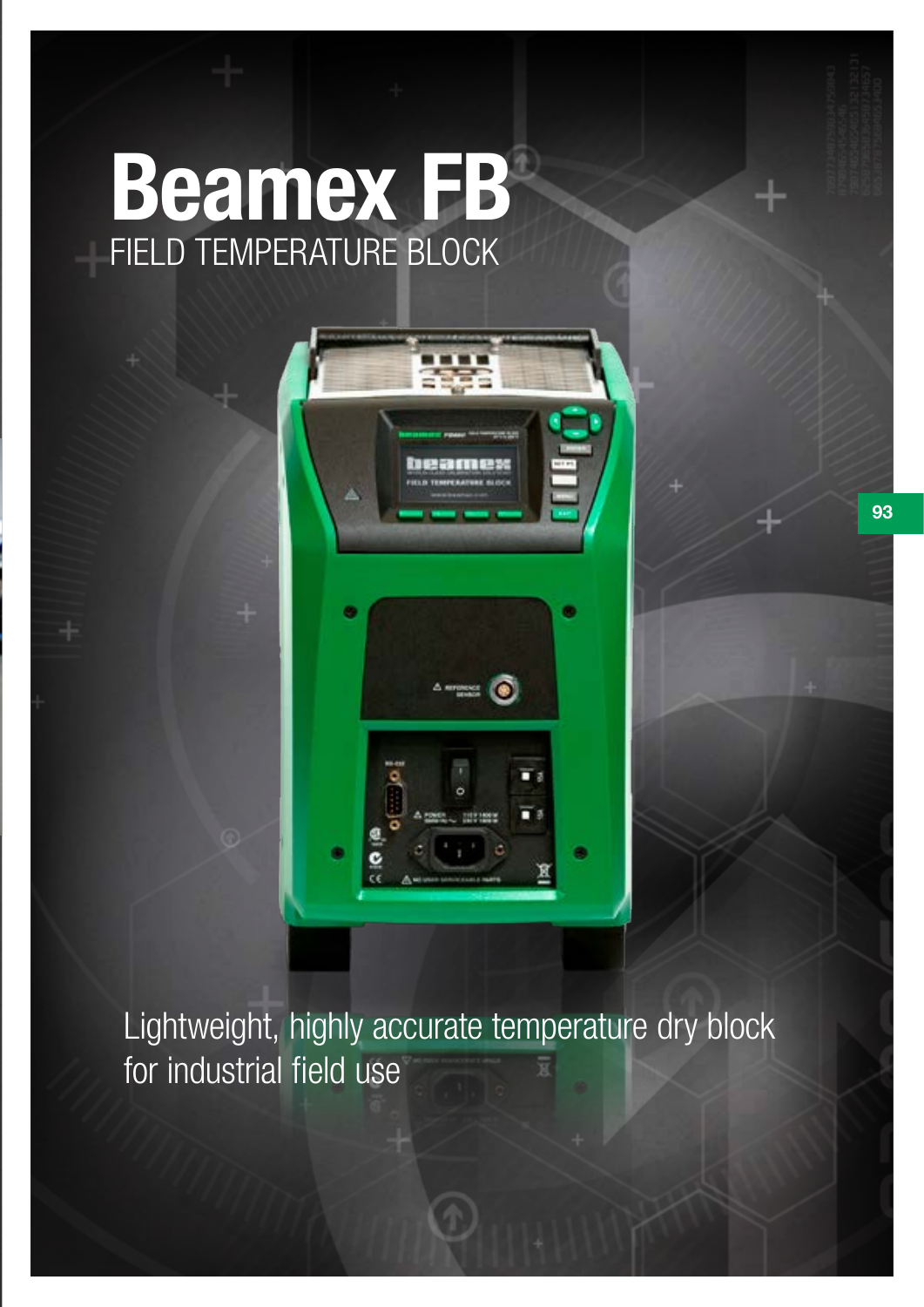# Beamex FB

## FIELD TEMPERATURE BLOCK

Lightweight, highly accurate temperature dry block for industrial field use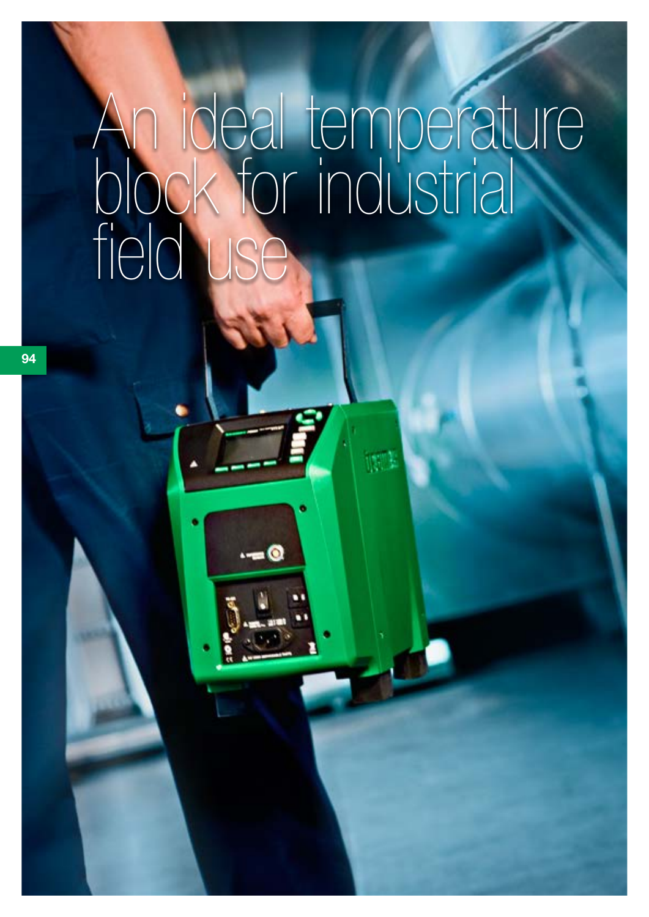# An ideal temperature block for industrial field use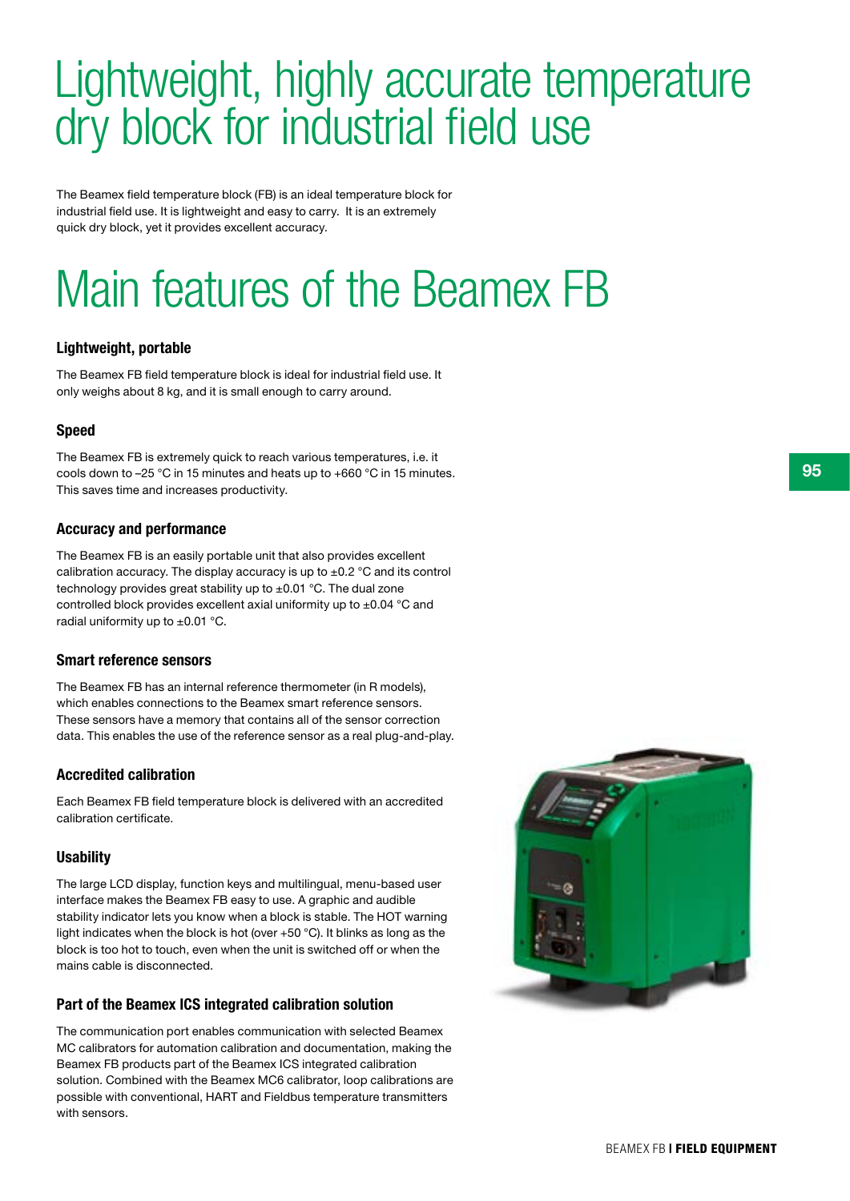# Lightweight, highly accurate temperature dry block for industrial field use

The Beamex field temperature block (FB) is an ideal temperature block for industrial field use. It is lightweight and easy to carry. It is an extremely quick dry block, yet it provides excellent accuracy.

# Main features of the Beamex FB

### Lightweight, portable

The Beamex FB field temperature block is ideal for industrial field use. It only weighs about 8 kg, and it is small enough to carry around.

### Speed

The Beamex FB is extremely quick to reach various temperatures, i.e. it cools down to –25 °C in 15 minutes and heats up to +660 °C in 15 minutes. This saves time and increases productivity.

### Accuracy and performance

The Beamex FB is an easily portable unit that also provides excellent calibration accuracy. The display accuracy is up to ±0.2 °C and its control technology provides great stability up to ±0.01 °C. The dual zone controlled block provides excellent axial uniformity up to ±0.04 °C and radial uniformity up to ±0.01 °C.

### Smart reference sensors

The Beamex FB has an internal reference thermometer (in R models), which enables connections to the Beamex smart reference sensors. These sensors have a memory that contains all of the sensor correction data. This enables the use of the reference sensor as a real plug-and-play.

### Accredited calibration

Each Beamex FB field temperature block is delivered with an accredited calibration certificate.

### Usability

The large LCD display, function keys and multilingual, menu-based user interface makes the Beamex FB easy to use. A graphic and audible stability indicator lets you know when a block is stable. The HOT warning light indicates when the block is hot (over +50 °C). It blinks as long as the block is too hot to touch, even when the unit is switched off or when the mains cable is disconnected.

### Part of the Beamex ICS integrated calibration solution

The communication port enables communication with selected Beamex MC calibrators for automation calibration and documentation, making the Beamex FB products part of the Beamex ICS integrated calibration solution. Combined with the Beamex MC6 calibrator, loop calibrations are possible with conventional, HART and Fieldbus temperature transmitters with sensors.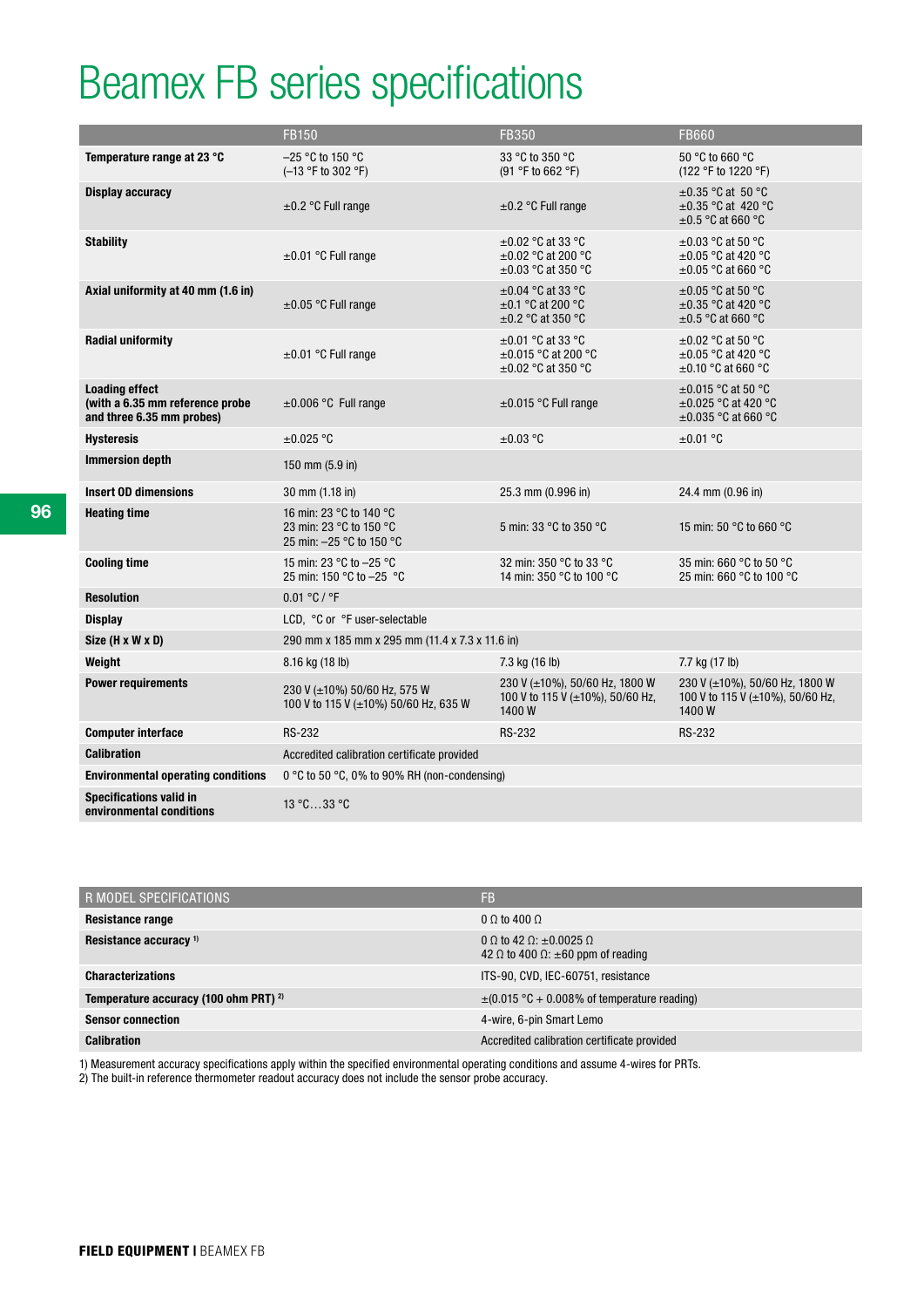# Beamex FB series specifications

| | FB150 | FB350 | FB660 |
|---|---|---|---|
| **Temperature range at 23 °C** | –25 °C to 150 °C (–13 °F to 302 °F) | 33 °C to 350 °C (91 °F to 662 °F) | 50 °C to 660 °C (122 °F to 1220 °F) |
| **Display accuracy** | ±0.2 °C Full range | ±0.2 °C Full range | ±0.35 °C at 50 °C<br>±0.35 °C at 420 °C<br>±0.5 °C at 660 °C |
| **Stability** | ±0.01 °C Full range | ±0.02 °C at 33 °C<br>±0.02 °C at 200 °C<br>±0.03 °C at 350 °C | ±0.03 °C at 50 °C<br>±0.05 °C at 420 °C<br>±0.05 °C at 660 °C |
| **Axial uniformity at 40 mm (1.6 in)** | ±0.05 °C Full range | ±0.04 °C at 33 °C<br>±0.1 °C at 200 °C<br>±0.2 °C at 350 °C | ±0.05 °C at 50 °C<br>±0.35 °C at 420 °C<br>±0.5 °C at 660 °C |
| **Radial uniformity** | ±0.01 °C Full range | ±0.01 °C at 33 °C<br>±0.015 °C at 200 °C<br>±0.02 °C at 350 °C | ±0.02 °C at 50 °C<br>±0.05 °C at 420 °C<br>±0.10 °C at 660 °C |
| **Loading effect (with a 6.35 mm reference probe and three 6.35 mm probes)** | ±0.006 °C Full range | ±0.015 °C Full range | ±0.015 °C at 50 °C<br>±0.025 °C at 420 °C<br>±0.035 °C at 660 °C |
| **Hysteresis** | ±0.025 °C | ±0.03 °C | ±0.01 °C |
| **Immersion depth** | 150 mm (5.9 in) | | |
| **Insert OD dimensions** | 30 mm (1.18 in) | 25.3 mm (0.996 in) | 24.4 mm (0.96 in) |
| **Heating time** | 16 min: 23 °C to 140 °C<br>23 min: 23 °C to 150 °C<br>25 min: –25 °C to 150 °C | 5 min: 33 °C to 350 °C | 15 min: 50 °C to 660 °C |
| **Cooling time** | 15 min: 23 °C to –25 °C<br>25 min: 150 °C to –25 °C | 32 min: 350 °C to 33 °C<br>14 min: 350 °C to 100 °C | 35 min: 660 °C to 50 °C<br>25 min: 660 °C to 100 °C |
| **Resolution** | 0.01 °C / °F | | |
| **Display** | LCD, °C or °F user-selectable | | |
| **Size (H x W x D)** | 290 mm x 185 mm x 295 mm (11.4 x 7.3 x 11.6 in) | | |
| **Weight** | 8.16 kg (18 lb) | 7.3 kg (16 lb) | 7.7 kg (17 lb) |
| **Power requirements** | 230 V (±10%) 50/60 Hz, 575 W<br>100 V to 115 V (±10%) 50/60 Hz, 635 W | 230 V (±10%), 50/60 Hz, 1800 W<br>100 V to 115 V (±10%), 50/60 Hz, 1400 W | 230 V (±10%), 50/60 Hz, 1800 W<br>100 V to 115 V (±10%), 50/60 Hz, 1400 W |
| **Computer interface** | RS-232 | RS-232 | RS-232 |
| **Calibration** | Accredited calibration certificate provided | | |
| **Environmental operating conditions** | 0 °C to 50 °C, 0% to 90% RH (non-condensing) | | |
| **Specifications valid in environmental conditions** | 13 °C…33 °C | | |

| R MODEL SPECIFICATIONS | FB |
|---|---|
| **Resistance range** | 0 Ω to 400 Ω |
| **Resistance accuracy [1]** | 0 Ω to 42 Ω: ±0.0025 Ω<br>42 Ω to 400 Ω: ±60 ppm of reading |
| **Characterizations** | ITS-90, CVD, IEC-60751, resistance |
| **Temperature accuracy (100 ohm PRT) [2]** | ±(0.015 °C + 0.008% of temperature reading) |
| **Sensor connection** | 4-wire, 6-pin Smart Lemo |
| **Calibration** | Accredited calibration certificate provided |

1) Measurement accuracy specifications apply within the specified environmental operating conditions and assume 4-wires for PRTs.
2) The built-in reference thermometer readout accuracy does not include the sensor probe accuracy.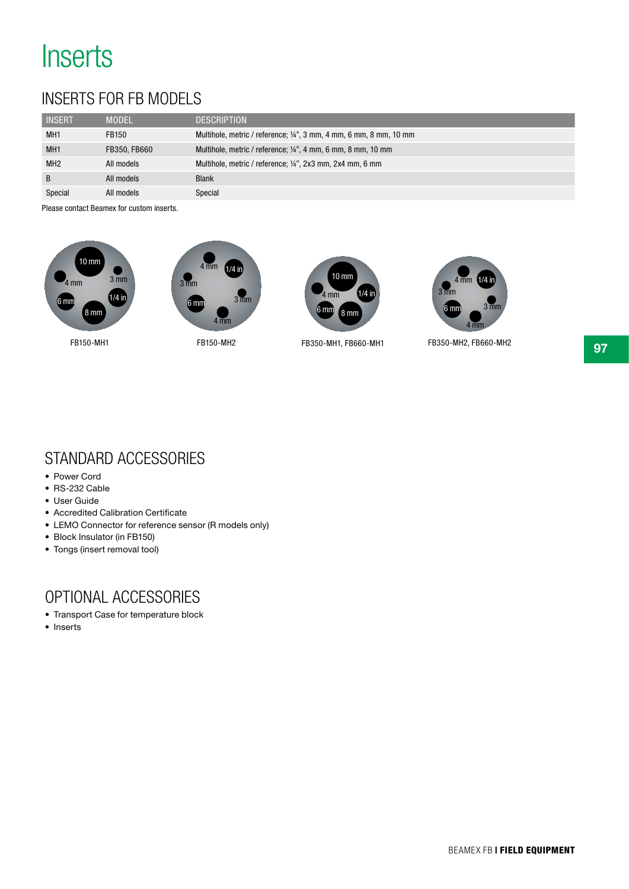# Inserts

## INSERTS FOR FB MODELS

| INSERT | MODEL | DESCRIPTION |
|---|---|---|
| MH1 | FB150 | Multihole, metric / reference; ¼", 3 mm, 4 mm, 6 mm, 8 mm, 10 mm |
| MH1 | FB350, FB660 | Multihole, metric / reference; ¼", 4 mm, 6 mm, 8 mm, 10 mm |
| MH2 | All models | Multihole, metric / reference; ¼", 2x3 mm, 2x4 mm, 6 mm |
| B | All models | Blank |
| Special | All models | Special |

Please contact Beamex for custom inserts.

FB150-MH1

FB150-MH2

FB350-MH1, FB660-MH1

FB350-MH2, FB660-MH2

## STANDARD ACCESSORIES

- Power Cord
- RS-232 Cable
- User Guide
- Accredited Calibration Certificate
- LEMO Connector for reference sensor (R models only)
- Block Insulator (in FB150)
- Tongs (insert removal tool)

## OPTIONAL ACCESSORIES

- Transport Case for temperature block
- Inserts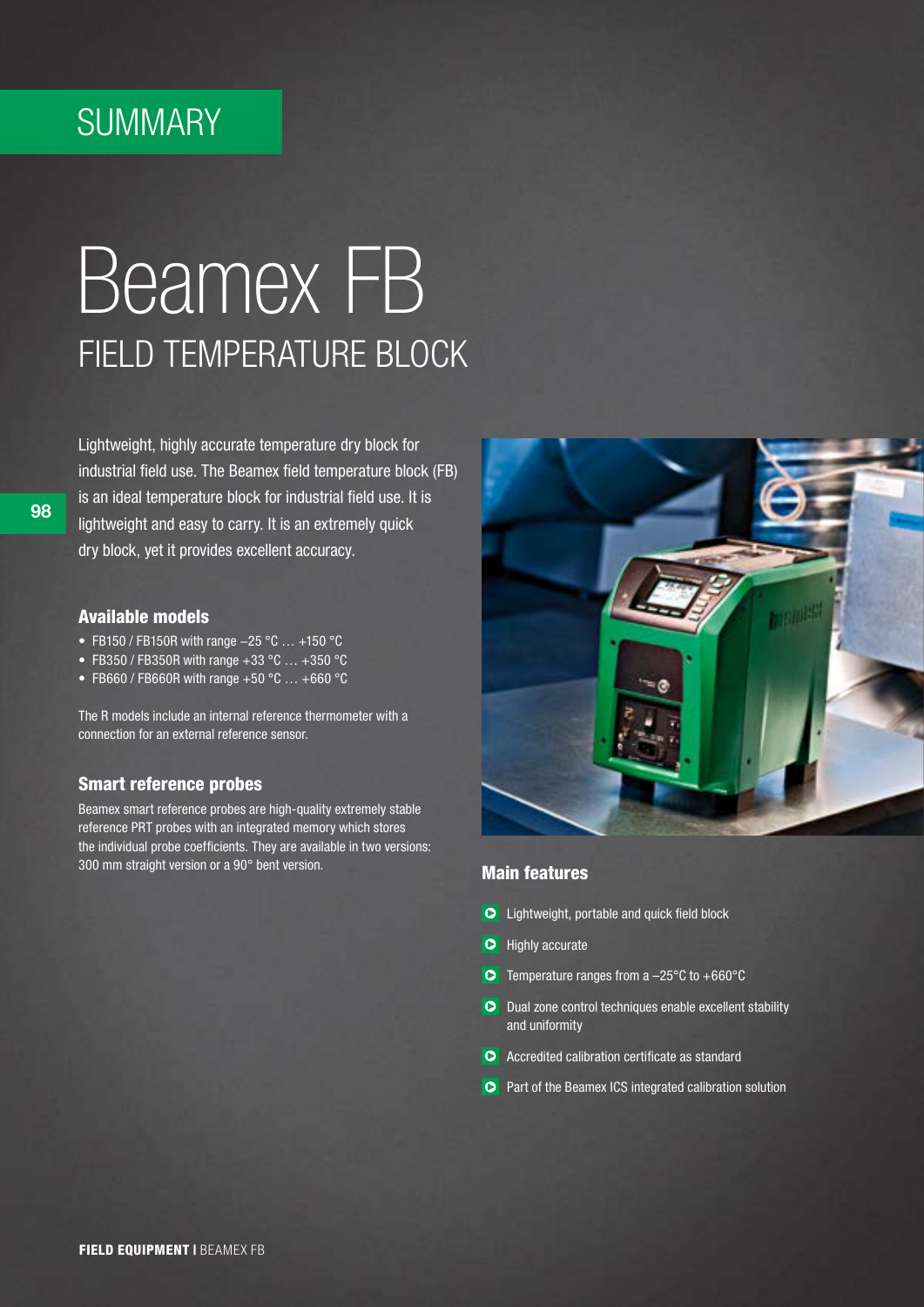## SUMMARY

# Beamex FB

## FIELD TEMPERATURE BLOCK

Lightweight, highly accurate temperature dry block for industrial field use. The Beamex field temperature block (FB) is an ideal temperature block for industrial field use. It is lightweight and easy to carry. It is an extremely quick dry block, yet it provides excellent accuracy.

### Available models

- FB150 / FB150R with range –25 °C … +150 °C
- FB350 / FB350R with range +33 °C … +350 °C
- FB660 / FB660R with range +50 °C … +660 °C

The R models include an internal reference thermometer with a connection for an external reference sensor.

### Smart reference probes

Beamex smart reference probes are high-quality extremely stable reference PRT probes with an integrated memory which stores the individual probe coefficients. They are available in two versions: 300 mm straight version or a 90° bent version.

### Main features

- Lightweight, portable and quick field block
- Highly accurate
- Temperature ranges from a –25°C to +660°C
- Dual zone control techniques enable excellent stability and uniformity
- Accredited calibration certificate as standard
- Part of the Beamex ICS integrated calibration solution